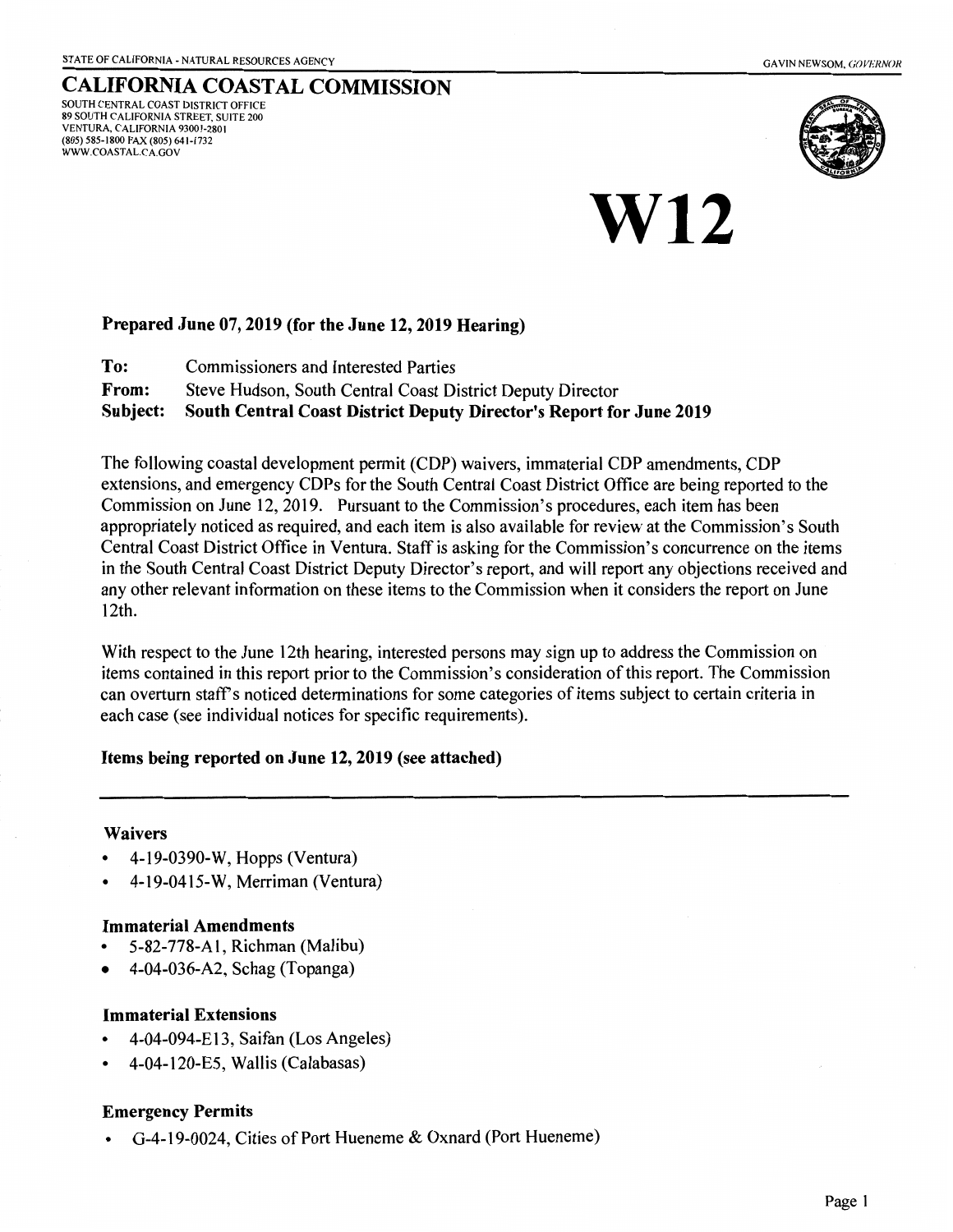STATE OF CALIFORNIA - NATURAL RESOURCES AGENCY

GAVIN NEWSOM, *GOVERNOR*

# CALIFORNIA COASTAL COMMISSION

SOUTH CENTRAL COAST DISTRICT OFFICE
89 SOUTH CALIFORNIA STREET, SUITE 200
VENTURA, CALIFORNIA 93001-2801
(805) 585-1800 FAX (805) 641-1732
WWW.COASTAL.CA.GOV

# W12

**Prepared June 07, 2019 (for the June 12, 2019 Hearing)**

**To:** Commissioners and Interested Parties
**From:** Steve Hudson, South Central Coast District Deputy Director
**Subject: South Central Coast District Deputy Director's Report for June 2019**

The following coastal development permit (CDP) waivers, immaterial CDP amendments, CDP extensions, and emergency CDPs for the South Central Coast District Office are being reported to the Commission on June 12, 2019. Pursuant to the Commission's procedures, each item has been appropriately noticed as required, and each item is also available for review at the Commission's South Central Coast District Office in Ventura. Staff is asking for the Commission's concurrence on the items in the South Central Coast District Deputy Director's report, and will report any objections received and any other relevant information on these items to the Commission when it considers the report on June 12th.

With respect to the June 12th hearing, interested persons may sign up to address the Commission on items contained in this report prior to the Commission's consideration of this report. The Commission can overturn staff's noticed determinations for some categories of items subject to certain criteria in each case (see individual notices for specific requirements).

**Items being reported on June 12, 2019 (see attached)**

---

### Waivers

- 4-19-0390-W, Hopps (Ventura)
- 4-19-0415-W, Merriman (Ventura)

### Immaterial Amendments

- 5-82-778-A1, Richman (Malibu)
- 4-04-036-A2, Schag (Topanga)

### Immaterial Extensions

- 4-04-094-E13, Saifan (Los Angeles)
- 4-04-120-E5, Wallis (Calabasas)

### Emergency Permits

- G-4-19-0024, Cities of Port Hueneme & Oxnard (Port Hueneme)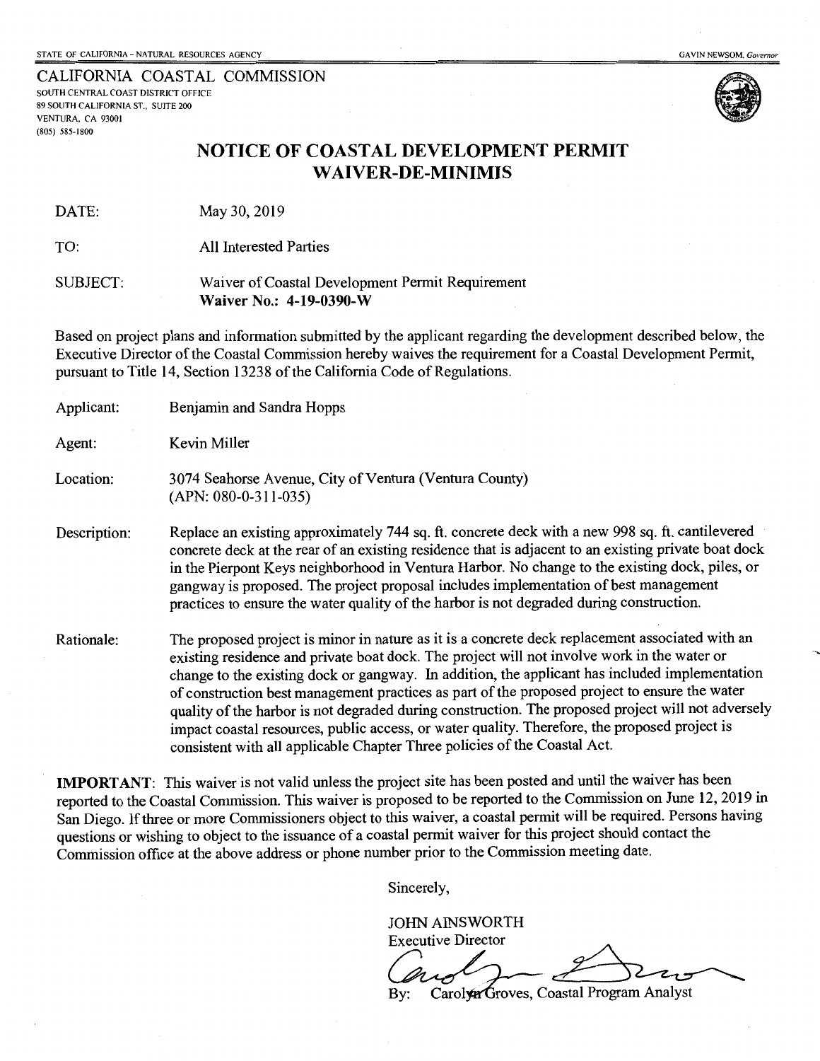STATE OF CALIFORNIA – NATURAL RESOURCES AGENCY GAVIN NEWSOM, *Governor*

CALIFORNIA COASTAL COMMISSION
SOUTH CENTRAL COAST DISTRICT OFFICE
89 SOUTH CALIFORNIA ST., SUITE 200
VENTURA, CA 93001
(805) 585-1800

# NOTICE OF COASTAL DEVELOPMENT PERMIT WAIVER-DE-MINIMIS

DATE: May 30, 2019

TO: All Interested Parties

SUBJECT: Waiver of Coastal Development Permit Requirement
**Waiver No.: 4-19-0390-W**

Based on project plans and information submitted by the applicant regarding the development described below, the Executive Director of the Coastal Commission hereby waives the requirement for a Coastal Development Permit, pursuant to Title 14, Section 13238 of the California Code of Regulations.

Applicant: Benjamin and Sandra Hopps

Agent: Kevin Miller

Location: 3074 Seahorse Avenue, City of Ventura (Ventura County) (APN: 080-0-311-035)

Description: Replace an existing approximately 744 sq. ft. concrete deck with a new 998 sq. ft. cantilevered concrete deck at the rear of an existing residence that is adjacent to an existing private boat dock in the Pierpont Keys neighborhood in Ventura Harbor. No change to the existing dock, piles, or gangway is proposed. The project proposal includes implementation of best management practices to ensure the water quality of the harbor is not degraded during construction.

Rationale: The proposed project is minor in nature as it is a concrete deck replacement associated with an existing residence and private boat dock. The project will not involve work in the water or change to the existing dock or gangway. In addition, the applicant has included implementation of construction best management practices as part of the proposed project to ensure the water quality of the harbor is not degraded during construction. The proposed project will not adversely impact coastal resources, public access, or water quality. Therefore, the proposed project is consistent with all applicable Chapter Three policies of the Coastal Act.

**IMPORTANT**: This waiver is not valid unless the project site has been posted and until the waiver has been reported to the Coastal Commission. This waiver is proposed to be reported to the Commission on June 12, 2019 in San Diego. If three or more Commissioners object to this waiver, a coastal permit will be required. Persons having questions or wishing to object to the issuance of a coastal permit waiver for this project should contact the Commission office at the above address or phone number prior to the Commission meeting date.

Sincerely,

JOHN AINSWORTH
Executive Director

By: Carolyn Groves, Coastal Program Analyst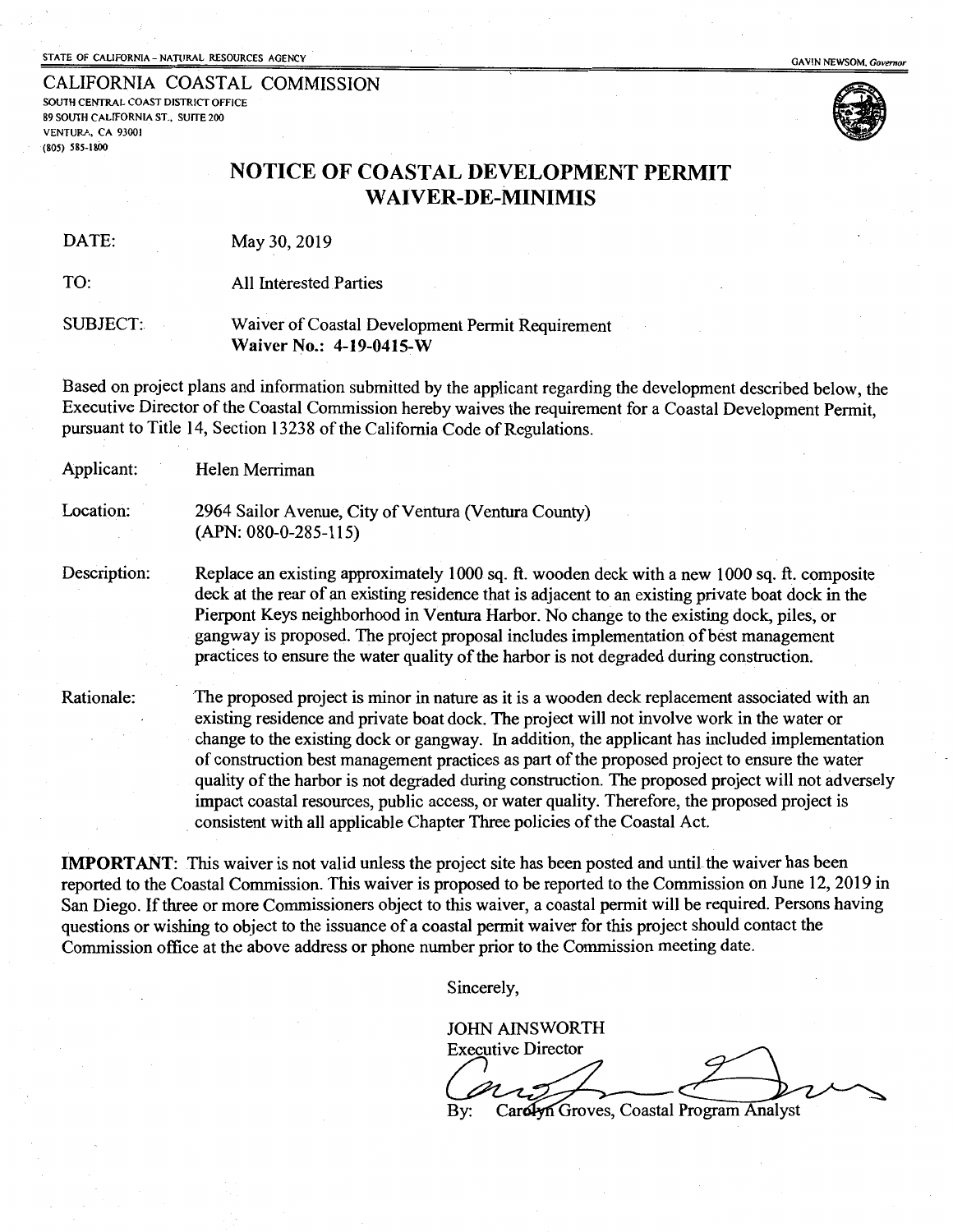STATE OF CALIFORNIA – NATURAL RESOURCES AGENCY

GAVIN NEWSOM, *Governor*

CALIFORNIA COASTAL COMMISSION
SOUTH CENTRAL COAST DISTRICT OFFICE
89 SOUTH CALIFORNIA ST., SUITE 200
VENTURA, CA 93001
(805) 585-1800

## NOTICE OF COASTAL DEVELOPMENT PERMIT WAIVER-DE-MINIMIS

DATE: May 30, 2019

TO: All Interested Parties

SUBJECT: Waiver of Coastal Development Permit Requirement
**Waiver No.: 4-19-0415-W**

Based on project plans and information submitted by the applicant regarding the development described below, the Executive Director of the Coastal Commission hereby waives the requirement for a Coastal Development Permit, pursuant to Title 14, Section 13238 of the California Code of Regulations.

Applicant: Helen Merriman

Location: 2964 Sailor Avenue, City of Ventura (Ventura County) (APN: 080-0-285-115)

Description: Replace an existing approximately 1000 sq. ft. wooden deck with a new 1000 sq. ft. composite deck at the rear of an existing residence that is adjacent to an existing private boat dock in the Pierpont Keys neighborhood in Ventura Harbor. No change to the existing dock, piles, or gangway is proposed. The project proposal includes implementation of best management practices to ensure the water quality of the harbor is not degraded during construction.

Rationale: The proposed project is minor in nature as it is a wooden deck replacement associated with an existing residence and private boat dock. The project will not involve work in the water or change to the existing dock or gangway. In addition, the applicant has included implementation of construction best management practices as part of the proposed project to ensure the water quality of the harbor is not degraded during construction. The proposed project will not adversely impact coastal resources, public access, or water quality. Therefore, the proposed project is consistent with all applicable Chapter Three policies of the Coastal Act.

**IMPORTANT**: This waiver is not valid unless the project site has been posted and until the waiver has been reported to the Coastal Commission. This waiver is proposed to be reported to the Commission on June 12, 2019 in San Diego. If three or more Commissioners object to this waiver, a coastal permit will be required. Persons having questions or wishing to object to the issuance of a coastal permit waiver for this project should contact the Commission office at the above address or phone number prior to the Commission meeting date.

Sincerely,

JOHN AINSWORTH
Executive Director

By: Carolyn Groves, Coastal Program Analyst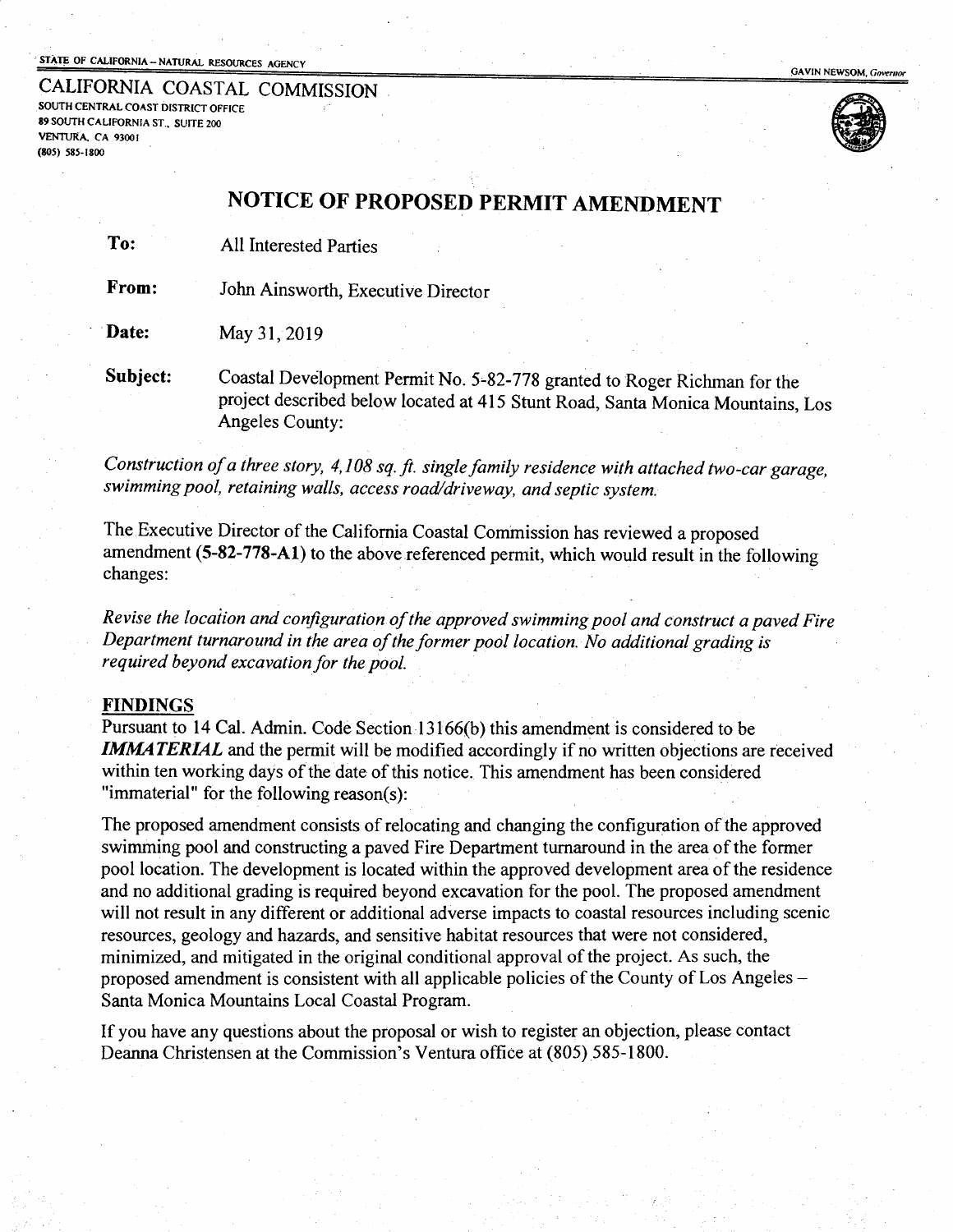STATE OF CALIFORNIA – NATURAL RESOURCES AGENCY

GAVIN NEWSOM, *Governor*

CALIFORNIA COASTAL COMMISSION
SOUTH CENTRAL COAST DISTRICT OFFICE
89 SOUTH CALIFORNIA ST., SUITE 200
VENTURA, CA 93001
(805) 585-1800

# NOTICE OF PROPOSED PERMIT AMENDMENT

**To:** All Interested Parties

**From:** John Ainsworth, Executive Director

**Date:** May 31, 2019

**Subject:** Coastal Development Permit No. 5-82-778 granted to Roger Richman for the project described below located at 415 Stunt Road, Santa Monica Mountains, Los Angeles County:

*Construction of a three story, 4,108 sq. ft. single family residence with attached two-car garage, swimming pool, retaining walls, access road/driveway, and septic system.*

The Executive Director of the California Coastal Commission has reviewed a proposed amendment (**5-82-778-A1**) to the above referenced permit, which would result in the following changes:

*Revise the location and configuration of the approved swimming pool and construct a paved Fire Department turnaround in the area of the former pool location. No additional grading is required beyond excavation for the pool.*

## FINDINGS

Pursuant to 14 Cal. Admin. Code Section 13166(b) this amendment is considered to be ***IMMATERIAL*** and the permit will be modified accordingly if no written objections are received within ten working days of the date of this notice. This amendment has been considered "immaterial" for the following reason(s):

The proposed amendment consists of relocating and changing the configuration of the approved swimming pool and constructing a paved Fire Department turnaround in the area of the former pool location. The development is located within the approved development area of the residence and no additional grading is required beyond excavation for the pool. The proposed amendment will not result in any different or additional adverse impacts to coastal resources including scenic resources, geology and hazards, and sensitive habitat resources that were not considered, minimized, and mitigated in the original conditional approval of the project. As such, the proposed amendment is consistent with all applicable policies of the County of Los Angeles – Santa Monica Mountains Local Coastal Program.

If you have any questions about the proposal or wish to register an objection, please contact Deanna Christensen at the Commission's Ventura office at (805) 585-1800.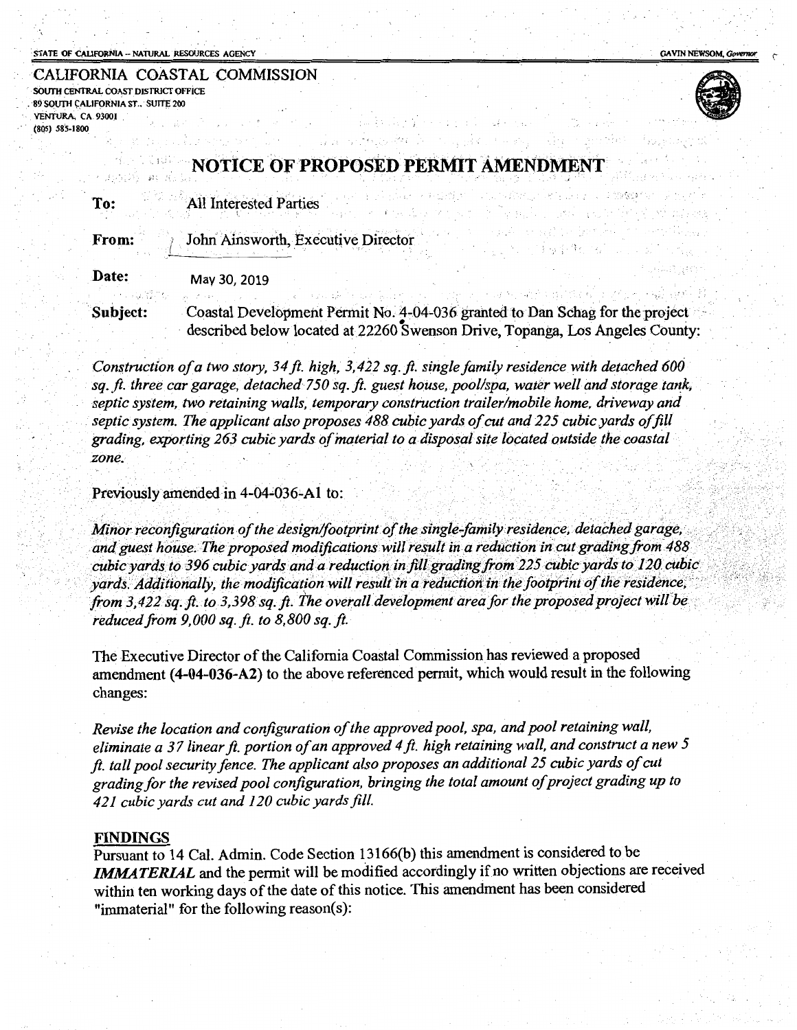STATE OF CALIFORNIA – NATURAL RESOURCES AGENCY GAVIN NEWSOM, *Governor*

CALIFORNIA COASTAL COMMISSION
SOUTH CENTRAL COAST DISTRICT OFFICE
89 SOUTH CALIFORNIA ST., SUITE 200
VENTURA, CA 93001
(805) 585-1800

# NOTICE OF PROPOSED PERMIT AMENDMENT

**To:** All Interested Parties

**From:** John Ainsworth, Executive Director

**Date:** May 30, 2019

**Subject:** Coastal Development Permit No. 4-04-036 granted to Dan Schag for the project described below located at 22260 Swenson Drive, Topanga, Los Angeles County:

*Construction of a two story, 34 ft. high, 3,422 sq. ft. single family residence with detached 600 sq. ft. three car garage, detached 750 sq. ft. guest house, pool/spa, water well and storage tank, septic system, two retaining walls, temporary construction trailer/mobile home, driveway and septic system. The applicant also proposes 488 cubic yards of cut and 225 cubic yards of fill grading, exporting 263 cubic yards of material to a disposal site located outside the coastal zone.*

Previously amended in 4-04-036-A1 to:

*Minor reconfiguration of the design/footprint of the single-family residence, detached garage, and guest house. The proposed modifications will result in a reduction in cut grading from 488 cubic yards to 396 cubic yards and a reduction in fill grading from 225 cubic yards to 120 cubic yards. Additionally, the modification will result in a reduction in the footprint of the residence, from 3,422 sq. ft. to 3,398 sq. ft. The overall development area for the proposed project will be reduced from 9,000 sq. ft. to 8,800 sq. ft.*

The Executive Director of the California Coastal Commission has reviewed a proposed amendment **(4-04-036-A2)** to the above referenced permit, which would result in the following changes:

*Revise the location and configuration of the approved pool, spa, and pool retaining wall, eliminate a 37 linear ft. portion of an approved 4 ft. high retaining wall, and construct a new 5 ft. tall pool security fence. The applicant also proposes an additional 25 cubic yards of cut grading for the revised pool configuration, bringing the total amount of project grading up to 421 cubic yards cut and 120 cubic yards fill.*

## FINDINGS

Pursuant to 14 Cal. Admin. Code Section 13166(b) this amendment is considered to be ***IMMATERIAL*** and the permit will be modified accordingly if no written objections are received within ten working days of the date of this notice. This amendment has been considered "immaterial" for the following reason(s):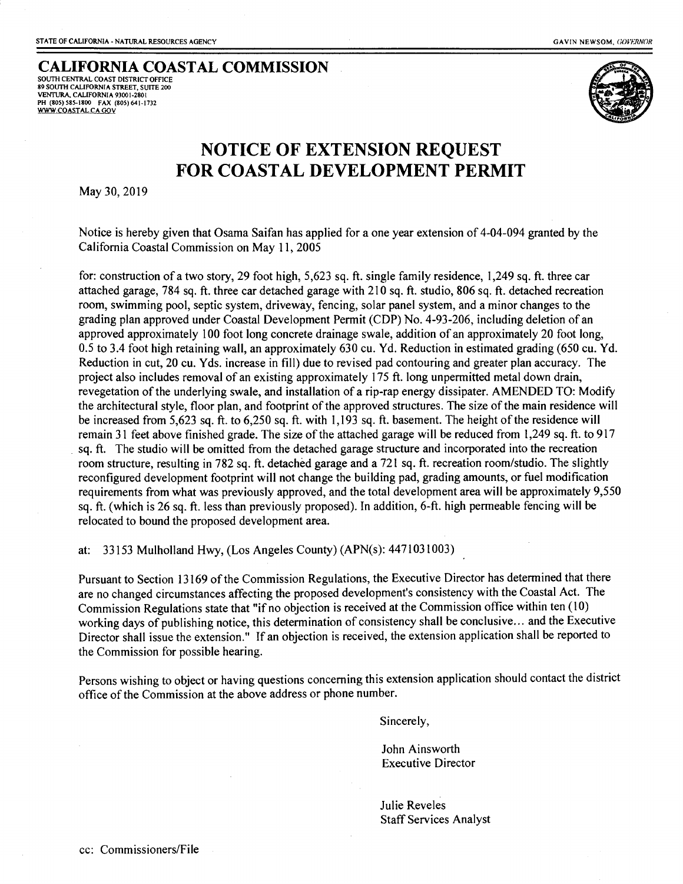STATE OF CALIFORNIA - NATURAL RESOURCES AGENCY

GAVIN NEWSOM, *GOVERNOR*

## CALIFORNIA COASTAL COMMISSION

SOUTH CENTRAL COAST DISTRICT OFFICE
89 SOUTH CALIFORNIA STREET, SUITE 200
VENTURA, CALIFORNIA 93001-2801
PH (805) 585-1800 FAX (805) 641-1732
WWW.COASTAL.CA.GOV

# NOTICE OF EXTENSION REQUEST FOR COASTAL DEVELOPMENT PERMIT

May 30, 2019

Notice is hereby given that Osama Saifan has applied for a one year extension of 4-04-094 granted by the California Coastal Commission on May 11, 2005

for: construction of a two story, 29 foot high, 5,623 sq. ft. single family residence, 1,249 sq. ft. three car attached garage, 784 sq. ft. three car detached garage with 210 sq. ft. studio, 806 sq. ft. detached recreation room, swimming pool, septic system, driveway, fencing, solar panel system, and a minor changes to the grading plan approved under Coastal Development Permit (CDP) No. 4-93-206, including deletion of an approved approximately 100 foot long concrete drainage swale, addition of an approximately 20 foot long, 0.5 to 3.4 foot high retaining wall, an approximately 630 cu. Yd. Reduction in estimated grading (650 cu. Yd. Reduction in cut, 20 cu. Yds. increase in fill) due to revised pad contouring and greater plan accuracy. The project also includes removal of an existing approximately 175 ft. long unpermitted metal down drain, revegetation of the underlying swale, and installation of a rip-rap energy dissipater. AMENDED TO: Modify the architectural style, floor plan, and footprint of the approved structures. The size of the main residence will be increased from 5,623 sq. ft. to 6,250 sq. ft. with 1,193 sq. ft. basement. The height of the residence will remain 31 feet above finished grade. The size of the attached garage will be reduced from 1,249 sq. ft. to 917 sq. ft. The studio will be omitted from the detached garage structure and incorporated into the recreation room structure, resulting in 782 sq. ft. detached garage and a 721 sq. ft. recreation room/studio. The slightly reconfigured development footprint will not change the building pad, grading amounts, or fuel modification requirements from what was previously approved, and the total development area will be approximately 9,550 sq. ft. (which is 26 sq. ft. less than previously proposed). In addition, 6-ft. high permeable fencing will be relocated to bound the proposed development area.

at: 33153 Mulholland Hwy, (Los Angeles County) (APN(s): 4471031003)

Pursuant to Section 13169 of the Commission Regulations, the Executive Director has determined that there are no changed circumstances affecting the proposed development's consistency with the Coastal Act. The Commission Regulations state that "if no objection is received at the Commission office within ten (10) working days of publishing notice, this determination of consistency shall be conclusive... and the Executive Director shall issue the extension." If an objection is received, the extension application shall be reported to the Commission for possible hearing.

Persons wishing to object or having questions concerning this extension application should contact the district office of the Commission at the above address or phone number.

Sincerely,

John Ainsworth
Executive Director

Julie Reveles
Staff Services Analyst

cc: Commissioners/File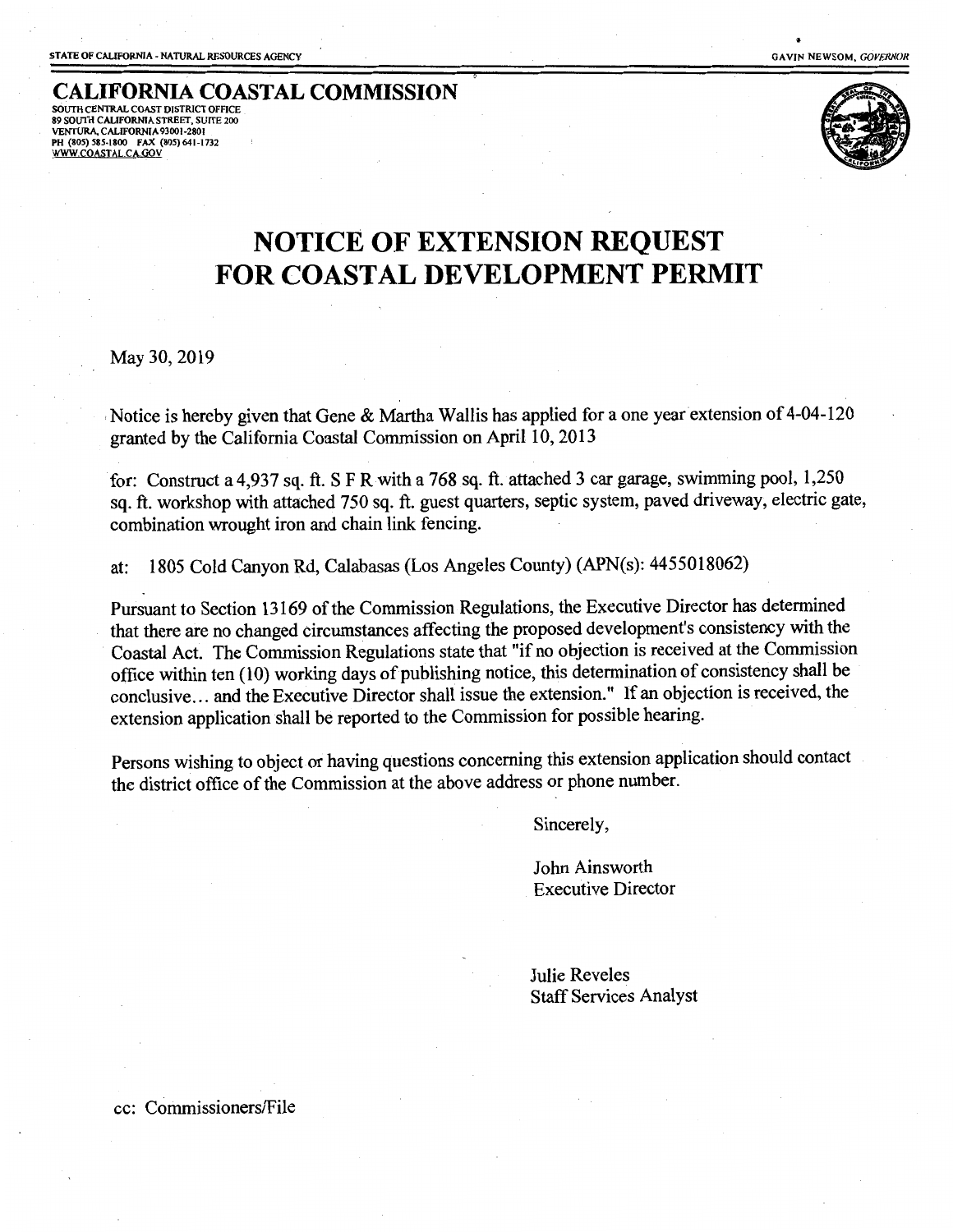STATE OF CALIFORNIA - NATURAL RESOURCES AGENCY GAVIN NEWSOM, *GOVERNOR*

**CALIFORNIA COASTAL COMMISSION**
SOUTH CENTRAL COAST DISTRICT OFFICE
89 SOUTH CALIFORNIA STREET, SUITE 200
VENTURA, CALIFORNIA 93001-2801
PH (805) 585-1800 FAX (805) 641-1732
WWW.COASTAL.CA.GOV

# NOTICE OF EXTENSION REQUEST FOR COASTAL DEVELOPMENT PERMIT

May 30, 2019

Notice is hereby given that Gene & Martha Wallis has applied for a one year extension of 4-04-120 granted by the California Coastal Commission on April 10, 2013

for: Construct a 4,937 sq. ft. S F R with a 768 sq. ft. attached 3 car garage, swimming pool, 1,250 sq. ft. workshop with attached 750 sq. ft. guest quarters, septic system, paved driveway, electric gate, combination wrought iron and chain link fencing.

at: 1805 Cold Canyon Rd, Calabasas (Los Angeles County) (APN(s): 4455018062)

Pursuant to Section 13169 of the Commission Regulations, the Executive Director has determined that there are no changed circumstances affecting the proposed development's consistency with the Coastal Act. The Commission Regulations state that "if no objection is received at the Commission office within ten (10) working days of publishing notice, this determination of consistency shall be conclusive... and the Executive Director shall issue the extension." If an objection is received, the extension application shall be reported to the Commission for possible hearing.

Persons wishing to object or having questions concerning this extension application should contact the district office of the Commission at the above address or phone number.

Sincerely,

John Ainsworth
Executive Director

Julie Reveles
Staff Services Analyst

cc: Commissioners/File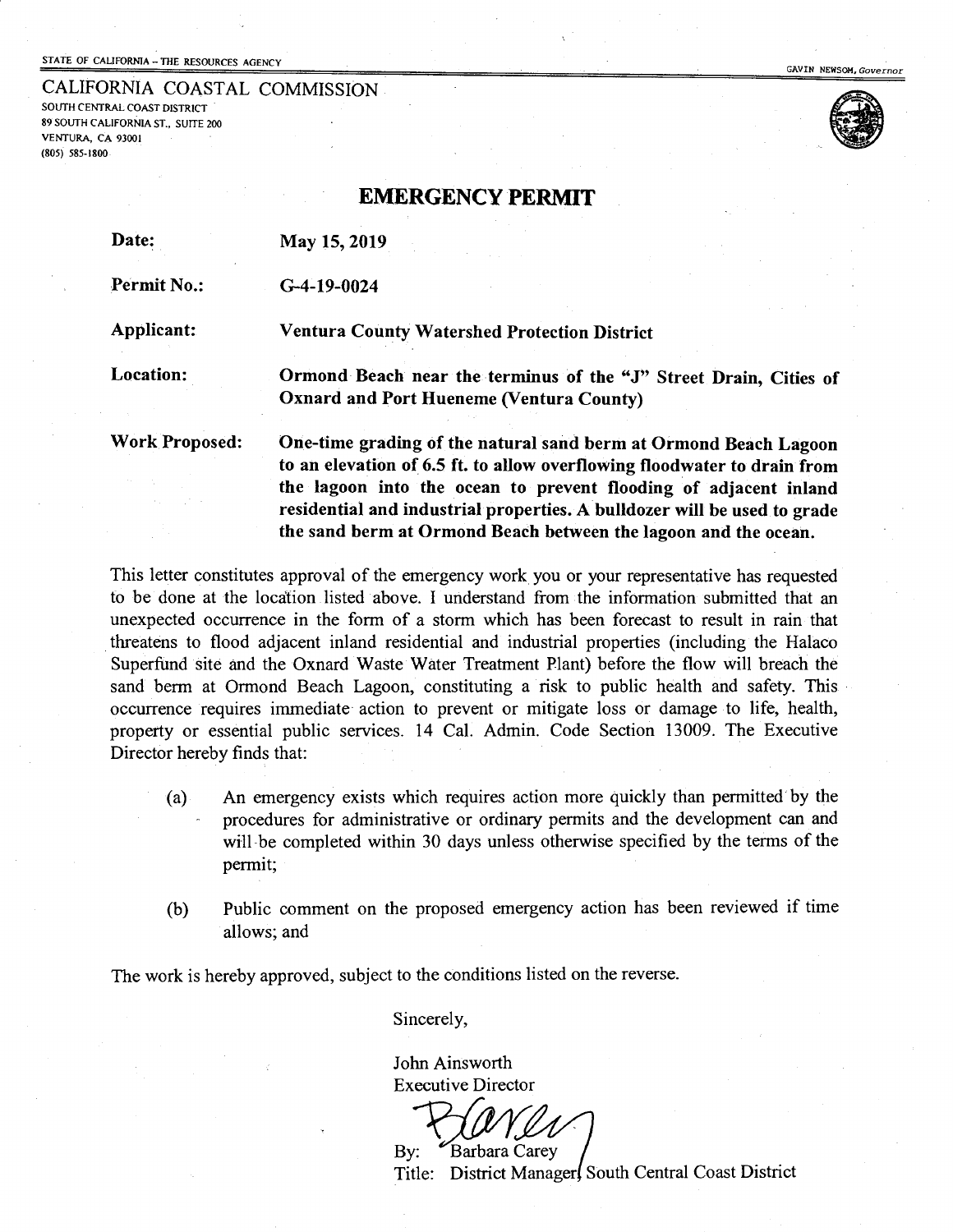STATE OF CALIFORNIA – THE RESOURCES AGENCY

GAVIN NEWSOM, *Governor*

CALIFORNIA COASTAL COMMISSION
SOUTH CENTRAL COAST DISTRICT
89 SOUTH CALIFORNIA ST., SUITE 200
VENTURA, CA 93001
(805) 585-1800

# EMERGENCY PERMIT

| | |
|---|---|
| **Date:** | **May 15, 2019** |
| **Permit No.:** | **G-4-19-0024** |
| **Applicant:** | **Ventura County Watershed Protection District** |
| **Location:** | **Ormond Beach near the terminus of the "J" Street Drain, Cities of Oxnard and Port Hueneme (Ventura County)** |
| **Work Proposed:** | **One-time grading of the natural sand berm at Ormond Beach Lagoon to an elevation of 6.5 ft. to allow overflowing floodwater to drain from the lagoon into the ocean to prevent flooding of adjacent inland residential and industrial properties. A bulldozer will be used to grade the sand berm at Ormond Beach between the lagoon and the ocean.** |

This letter constitutes approval of the emergency work you or your representative has requested to be done at the location listed above. I understand from the information submitted that an unexpected occurrence in the form of a storm which has been forecast to result in rain that threatens to flood adjacent inland residential and industrial properties (including the Halaco Superfund site and the Oxnard Waste Water Treatment Plant) before the flow will breach the sand berm at Ormond Beach Lagoon, constituting a risk to public health and safety. This occurrence requires immediate action to prevent or mitigate loss or damage to life, health, property or essential public services. 14 Cal. Admin. Code Section 13009. The Executive Director hereby finds that:

(a) An emergency exists which requires action more quickly than permitted by the procedures for administrative or ordinary permits and the development can and will be completed within 30 days unless otherwise specified by the terms of the permit;

(b) Public comment on the proposed emergency action has been reviewed if time allows; and

The work is hereby approved, subject to the conditions listed on the reverse.

Sincerely,

John Ainsworth
Executive Director

By: Barbara Carey
Title: District Manager, South Central Coast District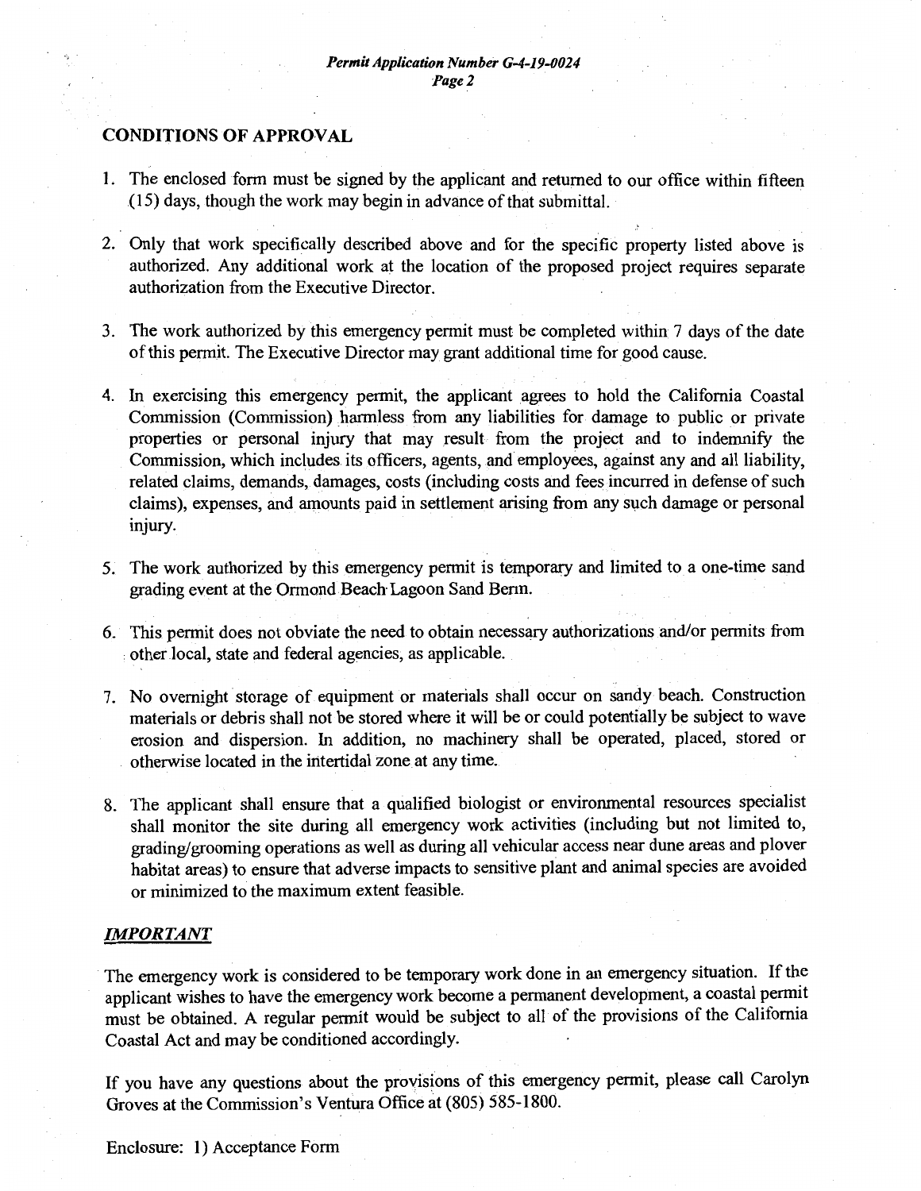## CONDITIONS OF APPROVAL

1. The enclosed form must be signed by the applicant and returned to our office within fifteen (15) days, though the work may begin in advance of that submittal.

2. Only that work specifically described above and for the specific property listed above is authorized. Any additional work at the location of the proposed project requires separate authorization from the Executive Director.

3. The work authorized by this emergency permit must be completed within 7 days of the date of this permit. The Executive Director may grant additional time for good cause.

4. In exercising this emergency permit, the applicant agrees to hold the California Coastal Commission (Commission) harmless from any liabilities for damage to public or private properties or personal injury that may result from the project and to indemnify the Commission, which includes its officers, agents, and employees, against any and all liability, related claims, demands, damages, costs (including costs and fees incurred in defense of such claims), expenses, and amounts paid in settlement arising from any such damage or personal injury.

5. The work authorized by this emergency permit is temporary and limited to a one-time sand grading event at the Ormond Beach Lagoon Sand Berm.

6. This permit does not obviate the need to obtain necessary authorizations and/or permits from other local, state and federal agencies, as applicable.

7. No overnight storage of equipment or materials shall occur on sandy beach. Construction materials or debris shall not be stored where it will be or could potentially be subject to wave erosion and dispersion. In addition, no machinery shall be operated, placed, stored or otherwise located in the intertidal zone at any time.

8. The applicant shall ensure that a qualified biologist or environmental resources specialist shall monitor the site during all emergency work activities (including but not limited to, grading/grooming operations as well as during all vehicular access near dune areas and plover habitat areas) to ensure that adverse impacts to sensitive plant and animal species are avoided or minimized to the maximum extent feasible.

## *IMPORTANT*

The emergency work is considered to be temporary work done in an emergency situation. If the applicant wishes to have the emergency work become a permanent development, a coastal permit must be obtained. A regular permit would be subject to all of the provisions of the California Coastal Act and may be conditioned accordingly.

If you have any questions about the provisions of this emergency permit, please call Carolyn Groves at the Commission's Ventura Office at (805) 585-1800.

Enclosure: 1) Acceptance Form